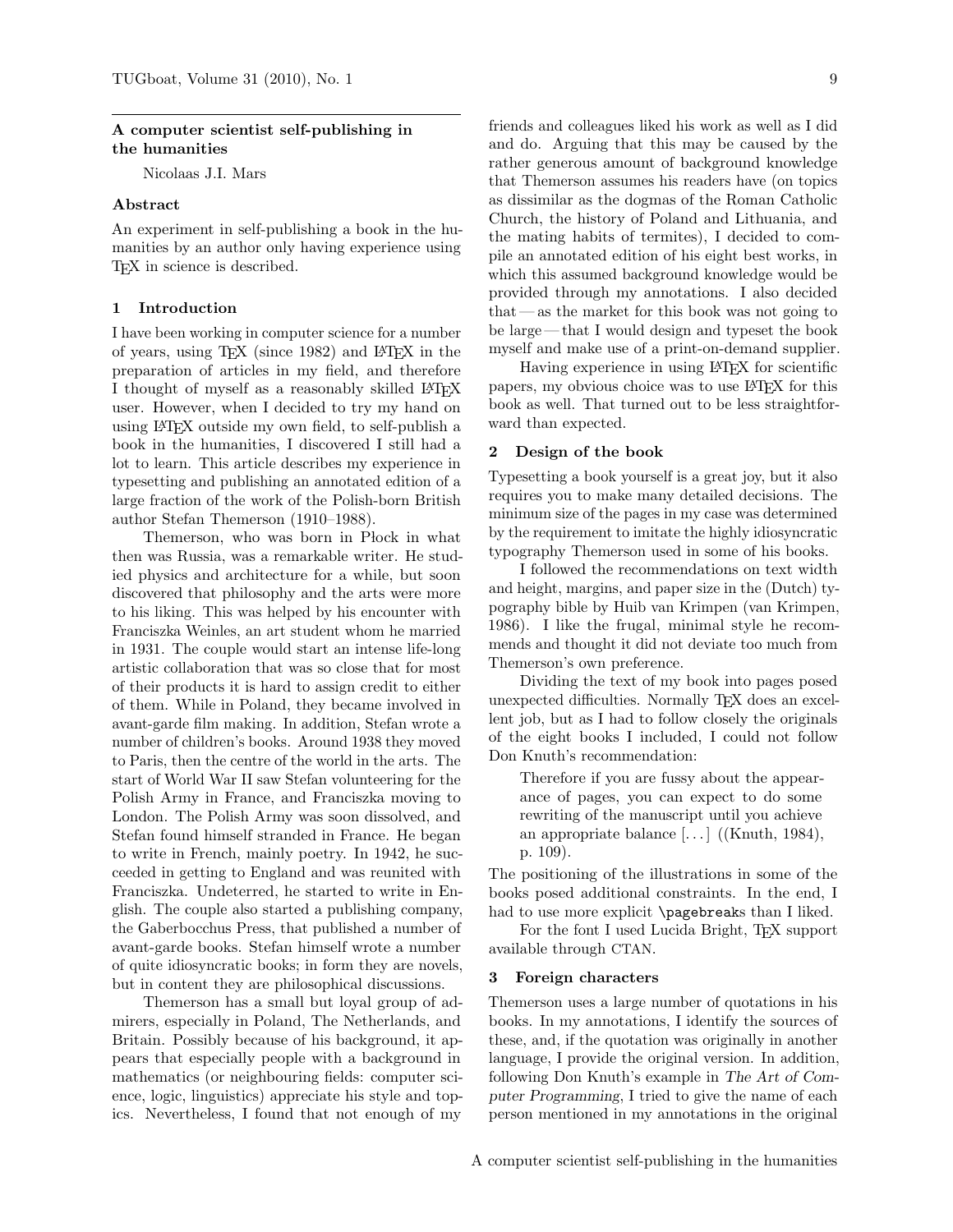## A computer scientist self-publishing in the humanities

Nicolaas J.I. Mars

### Abstract

An experiment in self-publishing a book in the humanities by an author only having experience using TeX in science is described.

### 1 Introduction

I have been working in computer science for a number of years, using TeX (since 1982) and LaTeX in the preparation of articles in my field, and therefore I thought of myself as a reasonably skilled LaTeX user. However, when I decided to try my hand on using LaTeX outside my own field, to self-publish a book in the humanities, I discovered I still had a lot to learn. This article describes my experience in typesetting and publishing an annotated edition of a large fraction of the work of the Polish-born British author Stefan Themerson (1910–1988).

Themerson, who was born in Płock in what then was Russia, was a remarkable writer. He studied physics and architecture for a while, but soon discovered that philosophy and the arts were more to his liking. This was helped by his encounter with Franciszka Weinles, an art student whom he married in 1931. The couple would start an intense life-long artistic collaboration that was so close that for most of their products it is hard to assign credit to either of them. While in Poland, they became involved in avant-garde film making. In addition, Stefan wrote a number of children's books. Around 1938 they moved to Paris, then the centre of the world in the arts. The start of World War II saw Stefan volunteering for the Polish Army in France, and Franciszka moving to London. The Polish Army was soon dissolved, and Stefan found himself stranded in France. He began to write in French, mainly poetry. In 1942, he succeeded in getting to England and was reunited with Franciszka. Undeterred, he started to write in English. The couple also started a publishing company, the Gaberbocchus Press, that published a number of avant-garde books. Stefan himself wrote a number of quite idiosyncratic books; in form they are novels, but in content they are philosophical discussions.

Themerson has a small but loyal group of admirers, especially in Poland, The Netherlands, and Britain. Possibly because of his background, it appears that especially people with a background in mathematics (or neighbouring fields: computer science, logic, linguistics) appreciate his style and topics. Nevertheless, I found that not enough of my friends and colleagues liked his work as well as I did and do. Arguing that this may be caused by the rather generous amount of background knowledge that Themerson assumes his readers have (on topics as dissimilar as the dogmas of the Roman Catholic Church, the history of Poland and Lithuania, and the mating habits of termites), I decided to compile an annotated edition of his eight best works, in which this assumed background knowledge would be provided through my annotations. I also decided that — as the market for this book was not going to be large — that I would design and typeset the book myself and make use of a print-on-demand supplier.

Having experience in using LaTeX for scientific papers, my obvious choice was to use LaTeX for this book as well. That turned out to be less straightforward than expected.

### 2 Design of the book

Typesetting a book yourself is a great joy, but it also requires you to make many detailed decisions. The minimum size of the pages in my case was determined by the requirement to imitate the highly idiosyncratic typography Themerson used in some of his books.

I followed the recommendations on text width and height, margins, and paper size in the (Dutch) typography bible by Huib van Krimpen (van Krimpen, 1986). I like the frugal, minimal style he recommends and thought it did not deviate too much from Themerson's own preference.

Dividing the text of my book into pages posed unexpected difficulties. Normally TeX does an excellent job, but as I had to follow closely the originals of the eight books I included, I could not follow Don Knuth's recommendation:

> Therefore if you are fussy about the appearance of pages, you can expect to do some rewriting of the manuscript until you achieve an appropriate balance [...] ((Knuth, 1984), p. 109).

The positioning of the illustrations in some of the books posed additional constraints. In the end, I had to use more explicit `\pagebreak`s than I liked.

For the font I used Lucida Bright, TeX support available through CTAN.

### 3 Foreign characters

Themerson uses a large number of quotations in his books. In my annotations, I identify the sources of these, and, if the quotation was originally in another language, I provide the original version. In addition, following Don Knuth's example in *The Art of Computer Programming*, I tried to give the name of each person mentioned in my annotations in the original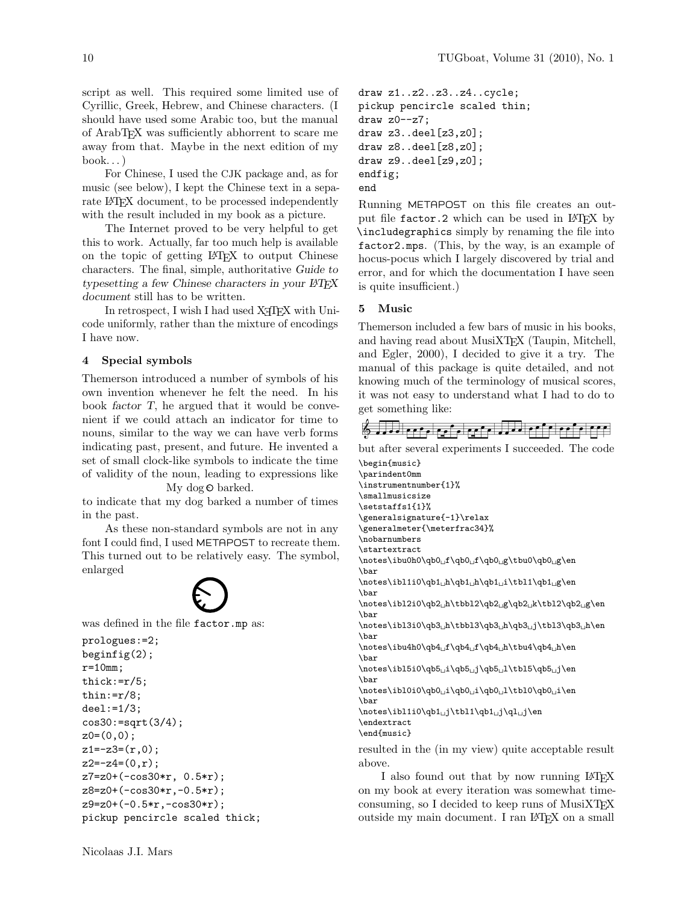script as well. This required some limited use of Cyrillic, Greek, Hebrew, and Chinese characters. (I should have used some Arabic too, but the manual of ArabTEX was sufficiently abhorrent to scare me away from that. Maybe in the next edition of my book. . . )

For Chinese, I used the CJK package and, as for music (see below), I kept the Chinese text in a separate LATEX document, to be processed independently with the result included in my book as a picture.

The Internet proved to be very helpful to get this to work. Actually, far too much help is available on the topic of getting LATEX to output Chinese characters. The final, simple, authoritative *Guide to typesetting a few Chinese characters in your LATEX document* still has to be written.

In retrospect, I wish I had used XƎTEX with Unicode uniformly, rather than the mixture of encodings I have now.

## 4 Special symbols

Themerson introduced a number of symbols of his own invention whenever he felt the need. In his book *factor T*, he argued that it would be convenient if we could attach an indicator for time to nouns, similar to the way we can have verb forms indicating past, present, and future. He invented a set of small clock-like symbols to indicate the time of validity of the noun, leading to expressions like

My dog ⊙ barked.

to indicate that my dog barked a number of times in the past.

As these non-standard symbols are not in any font I could find, I used METAPOST to recreate them. This turned out to be relatively easy. The symbol, enlarged

was defined in the file `factor.mp` as:

```
prologues:=2;
beginfig(2);
r=10mm;
thick:=r/5;
thin:=r/8;
deel:=1/3;
cos30:=sqrt(3/4);
z0=(0,0);
z1=-z3=(r,0);
z2=-z4=(0,r);
z7=z0+(-cos30*r, 0.5*r);
z8=z0+(-cos30*r,-0.5*r);
z9=z0+(-0.5*r,-cos30*r);
pickup pencircle scaled thick;
draw z1..z2..z3..z4..cycle;
pickup pencircle scaled thin;
draw z0--z7;
draw z3..deel[z3,z0];
draw z8..deel[z8,z0];
draw z9..deel[z9,z0];
endfig;
end
```

Running METAPOST on this file creates an output file `factor.2` which can be used in LATEX by `\includegraphics` simply by renaming the file into `factor2.mps`. (This, by the way, is an example of hocus-pocus which I largely discovered by trial and error, and for which the documentation I have seen is quite insufficient.)

## 5 Music

Themerson included a few bars of music in his books, and having read about MusiXTEX (Taupin, Mitchell, and Egler, 2000), I decided to give it a try. The manual of this package is quite detailed, and not knowing much of the terminology of musical scores, it was not easy to understand what I had to do to get something like:

but after several experiments I succeeded. The code

```
\begin{music}
\parindent0mm
\instrumentnumber{1}%
\smallmusicsize
\setstaffs1{1}%
\generalsignature{-1}\relax
\generalmeter{\meterfrac34}%
\nobarnumbers
\startextract
\notes\ibu0h0\qb0 f\qb0 f\qb0 g\tbu0\qb0 g\en
\bar
\notes\ibl1i0\qb1 h\qb1 h\qb1 i\tbl1\qb1 g\en
\bar
\notes\ibl2i0\qb2 h\tbbl2\qb2 g\qb2 k\tbl2\qb2 g\en
\bar
\notes\ibl3i0\qb3 h\tbbl3\qb3 h\qb3 j\tbl3\qb3 h\en
\bar
\notes\ibu4h0\qb4 f\qb4 f\qb4 h\tbu4\qb4 h\en
\bar
\notes\ibl5i0\qb5 i\qb5 j\qb5 l\tbl5\qb5 j\en
\bar
\notes\ibl0i0\qb0 i\qb0 i\qb0 l\tbl0\qb0 i\en
\bar
\notes\ibl1i0\qb1 j\tbl1\qb1 j\ql j\en
\endextract
\end{music}
```

resulted in the (in my view) quite acceptable result above.

I also found out that by now running LATEX on my book at every iteration was somewhat time-consuming, so I decided to keep runs of MusiXTEX outside my main document. I ran LATEX on a small

Nicolaas J.I. Mars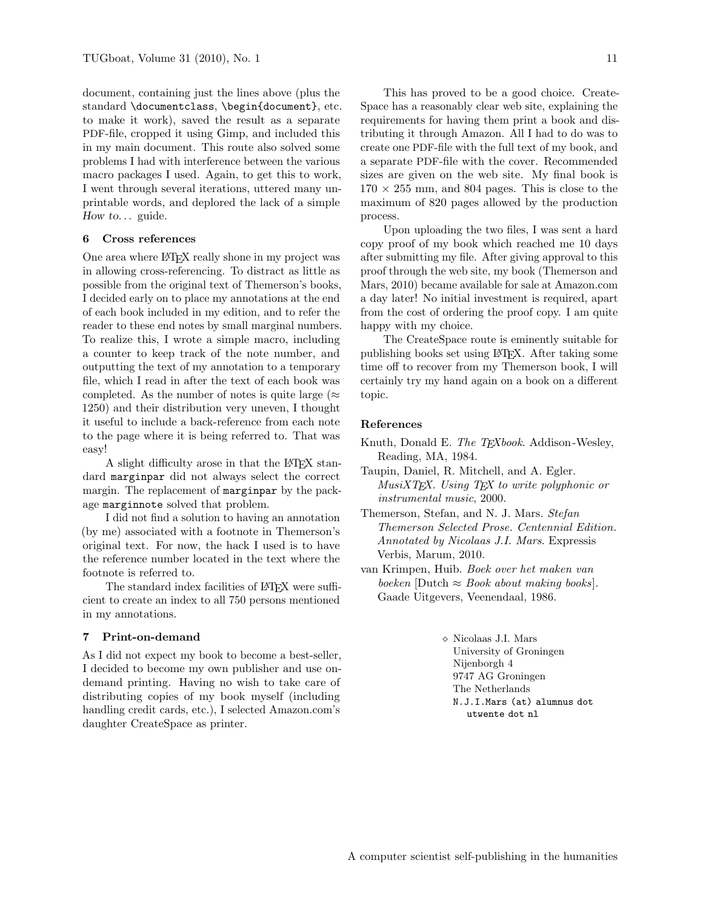document, containing just the lines above (plus the standard `\documentclass`, `\begin{document}`, etc. to make it work), saved the result as a separate PDF-file, cropped it using Gimp, and included this in my main document. This route also solved some problems I had with interference between the various macro packages I used. Again, to get this to work, I went through several iterations, uttered many unprintable words, and deplored the lack of a simple *How to...* guide.

## 6 Cross references

One area where LaTeX really shone in my project was in allowing cross-referencing. To distract as little as possible from the original text of Themerson's books, I decided early on to place my annotations at the end of each book included in my edition, and to refer the reader to these end notes by small marginal numbers. To realize this, I wrote a simple macro, including a counter to keep track of the note number, and outputting the text of my annotation to a temporary file, which I read in after the text of each book was completed. As the number of notes is quite large ($\approx$ 1250) and their distribution very uneven, I thought it useful to include a back-reference from each note to the page where it is being referred to. That was easy!

A slight difficulty arose in that the LaTeX standard `marginpar` did not always select the correct margin. The replacement of `marginpar` by the package `marginnote` solved that problem.

I did not find a solution to having an annotation (by me) associated with a footnote in Themerson's original text. For now, the hack I used is to have the reference number located in the text where the footnote is referred to.

The standard index facilities of LaTeX were sufficient to create an index to all 750 persons mentioned in my annotations.

## 7 Print-on-demand

As I did not expect my book to become a best-seller, I decided to become my own publisher and use on-demand printing. Having no wish to take care of distributing copies of my book myself (including handling credit cards, etc.), I selected Amazon.com's daughter CreateSpace as printer.

This has proved to be a good choice. CreateSpace has a reasonably clear web site, explaining the requirements for having them print a book and distributing it through Amazon. All I had to do was to create one PDF-file with the full text of my book, and a separate PDF-file with the cover. Recommended sizes are given on the web site. My final book is $170 \times 255$ mm, and 804 pages. This is close to the maximum of 820 pages allowed by the production process.

Upon uploading the two files, I was sent a hard copy proof of my book which reached me 10 days after submitting my file. After giving approval to this proof through the web site, my book (Themerson and Mars, 2010) became available for sale at Amazon.com a day later! No initial investment is required, apart from the cost of ordering the proof copy. I am quite happy with my choice.

The CreateSpace route is eminently suitable for publishing books set using LaTeX. After taking some time off to recover from my Themerson book, I will certainly try my hand again on a book on a different topic.

### References

Knuth, Donald E. *The TeXbook*. Addison-Wesley, Reading, MA, 1984.

Taupin, Daniel, R. Mitchell, and A. Egler. *MusiXTeX. Using TeX to write polyphonic or instrumental music*, 2000.

Themerson, Stefan, and N. J. Mars. *Stefan Themerson Selected Prose. Centennial Edition. Annotated by Nicolaas J.I. Mars*. Expressis Verbis, Marum, 2010.

van Krimpen, Huib. *Boek over het maken van boeken* [Dutch $\approx$ *Book about making books*]. Gaade Uitgevers, Veenendaal, 1986.

◇ Nicolaas J.I. Mars
University of Groningen
Nijenborgh 4
9747 AG Groningen
The Netherlands
`N.J.I.Mars (at) alumnus dot utwente dot nl`